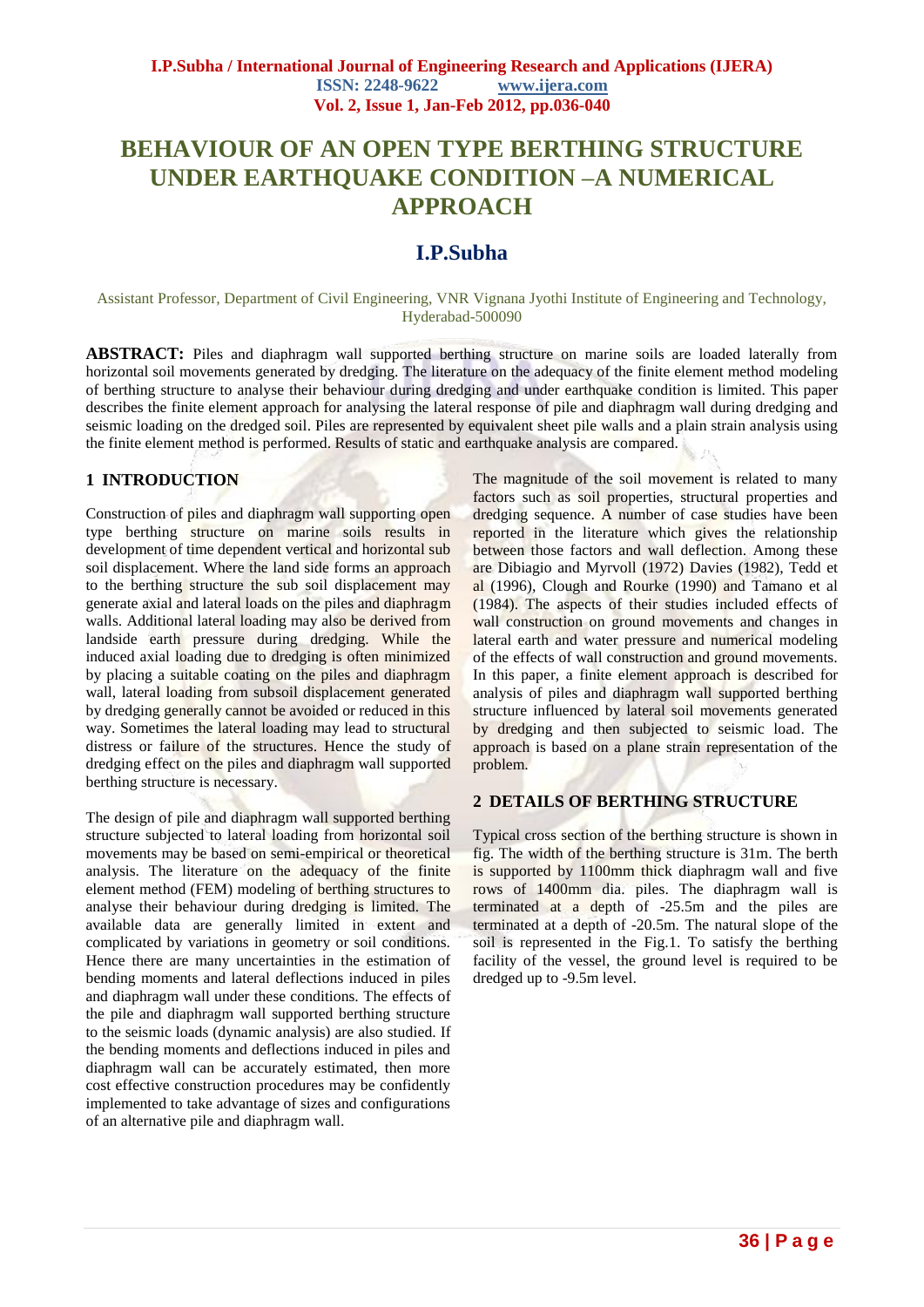# BEHAVIOUR OF AN OPEN TYPE BERTHING STRUCTURE UNDER EARTHQUAKE CONDITION –A NUMERICAL APPROACH

## I.P.Subha

Assistant Professor, Department of Civil Engineering, VNR Vignana Jyothi Institute of Engineering and Technology, Hyderabad-500090

**ABSTRACT:** Piles and diaphragm wall supported berthing structure on marine soils are loaded laterally from horizontal soil movements generated by dredging. The literature on the adequacy of the finite element method modeling of berthing structure to analyse their behaviour during dredging and under earthquake condition is limited. This paper describes the finite element approach for analysing the lateral response of pile and diaphragm wall during dredging and seismic loading on the dredged soil. Piles are represented by equivalent sheet pile walls and a plain strain analysis using the finite element method is performed. Results of static and earthquake analysis are compared.

## 1 INTRODUCTION

Construction of piles and diaphragm wall supporting open type berthing structure on marine soils results in development of time dependent vertical and horizontal sub soil displacement. Where the land side forms an approach to the berthing structure the sub soil displacement may generate axial and lateral loads on the piles and diaphragm walls. Additional lateral loading may also be derived from landside earth pressure during dredging. While the induced axial loading due to dredging is often minimized by placing a suitable coating on the piles and diaphragm wall, lateral loading from subsoil displacement generated by dredging generally cannot be avoided or reduced in this way. Sometimes the lateral loading may lead to structural distress or failure of the structures. Hence the study of dredging effect on the piles and diaphragm wall supported berthing structure is necessary.

The design of pile and diaphragm wall supported berthing structure subjected to lateral loading from horizontal soil movements may be based on semi-empirical or theoretical analysis. The literature on the adequacy of the finite element method (FEM) modeling of berthing structures to analyse their behaviour during dredging is limited. The available data are generally limited in extent and complicated by variations in geometry or soil conditions. Hence there are many uncertainties in the estimation of bending moments and lateral deflections induced in piles and diaphragm wall under these conditions. The effects of the pile and diaphragm wall supported berthing structure to the seismic loads (dynamic analysis) are also studied. If the bending moments and deflections induced in piles and diaphragm wall can be accurately estimated, then more cost effective construction procedures may be confidently implemented to take advantage of sizes and configurations of an alternative pile and diaphragm wall.

The magnitude of the soil movement is related to many factors such as soil properties, structural properties and dredging sequence. A number of case studies have been reported in the literature which gives the relationship between those factors and wall deflection. Among these are Dibiagio and Myrvoll (1972) Davies (1982), Tedd et al (1996), Clough and Rourke (1990) and Tamano et al (1984). The aspects of their studies included effects of wall construction on ground movements and changes in lateral earth and water pressure and numerical modeling of the effects of wall construction and ground movements. In this paper, a finite element approach is described for analysis of piles and diaphragm wall supported berthing structure influenced by lateral soil movements generated by dredging and then subjected to seismic load. The approach is based on a plane strain representation of the problem.

## 2 DETAILS OF BERTHING STRUCTURE

Typical cross section of the berthing structure is shown in fig. The width of the berthing structure is 31m. The berth is supported by 1100mm thick diaphragm wall and five rows of 1400mm dia. piles. The diaphragm wall is terminated at a depth of -25.5m and the piles are terminated at a depth of -20.5m. The natural slope of the soil is represented in the Fig.1. To satisfy the berthing facility of the vessel, the ground level is required to be dredged up to -9.5m level.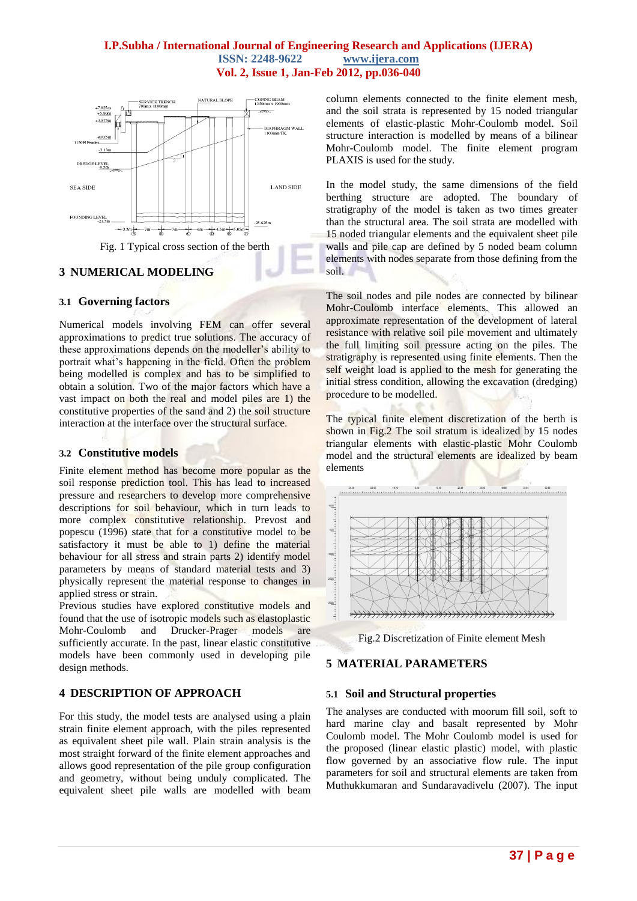Fig. 1 Typical cross section of the berth

## 3 NUMERICAL MODELING

### 3.1 Governing factors

Numerical models involving FEM can offer several approximations to predict true solutions. The accuracy of these approximations depends on the modeller's ability to portrait what's happening in the field. Often the problem being modelled is complex and has to be simplified to obtain a solution. Two of the major factors which have a vast impact on both the real and model piles are 1) the constitutive properties of the sand and 2) the soil structure interaction at the interface over the structural surface.

### 3.2 Constitutive models

Finite element method has become more popular as the soil response prediction tool. This has lead to increased pressure and researchers to develop more comprehensive descriptions for soil behaviour, which in turn leads to more complex constitutive relationship. Prevost and popescu (1996) state that for a constitutive model to be satisfactory it must be able to 1) define the material behaviour for all stress and strain parts 2) identify model parameters by means of standard material tests and 3) physically represent the material response to changes in applied stress or strain.

Previous studies have explored constitutive models and found that the use of isotropic models such as elastoplastic Mohr-Coulomb and Drucker-Prager models are sufficiently accurate. In the past, linear elastic constitutive models have been commonly used in developing pile design methods.

## 4 DESCRIPTION OF APPROACH

For this study, the model tests are analysed using a plain strain finite element approach, with the piles represented as equivalent sheet pile wall. Plain strain analysis is the most straight forward of the finite element approaches and allows good representation of the pile group configuration and geometry, without being unduly complicated. The equivalent sheet pile walls are modelled with beam column elements connected to the finite element mesh, and the soil strata is represented by 15 noded triangular elements of elastic-plastic Mohr-Coulomb model. Soil structure interaction is modelled by means of a bilinear Mohr-Coulomb model. The finite element program PLAXIS is used for the study.

In the model study, the same dimensions of the field berthing structure are adopted. The boundary of stratigraphy of the model is taken as two times greater than the structural area. The soil strata are modelled with 15 noded triangular elements and the equivalent sheet pile walls and pile cap are defined by 5 noded beam column elements with nodes separate from those defining from the soil.

The soil nodes and pile nodes are connected by bilinear Mohr-Coulomb interface elements. This allowed an approximate representation of the development of lateral resistance with relative soil pile movement and ultimately the full limiting soil pressure acting on the piles. The stratigraphy is represented using finite elements. Then the self weight load is applied to the mesh for generating the initial stress condition, allowing the excavation (dredging) procedure to be modelled.

The typical finite element discretization of the berth is shown in Fig.2 The soil stratum is idealized by 15 nodes triangular elements with elastic-plastic Mohr Coulomb model and the structural elements are idealized by beam elements

Fig.2 Discretization of Finite element Mesh

## 5 MATERIAL PARAMETERS

### 5.1 Soil and Structural properties

The analyses are conducted with moorum fill soil, soft to hard marine clay and basalt represented by Mohr Coulomb model. The Mohr Coulomb model is used for the proposed (linear elastic plastic) model, with plastic flow governed by an associative flow rule. The input parameters for soil and structural elements are taken from Muthukkumaran and Sundaravadivelu (2007). The input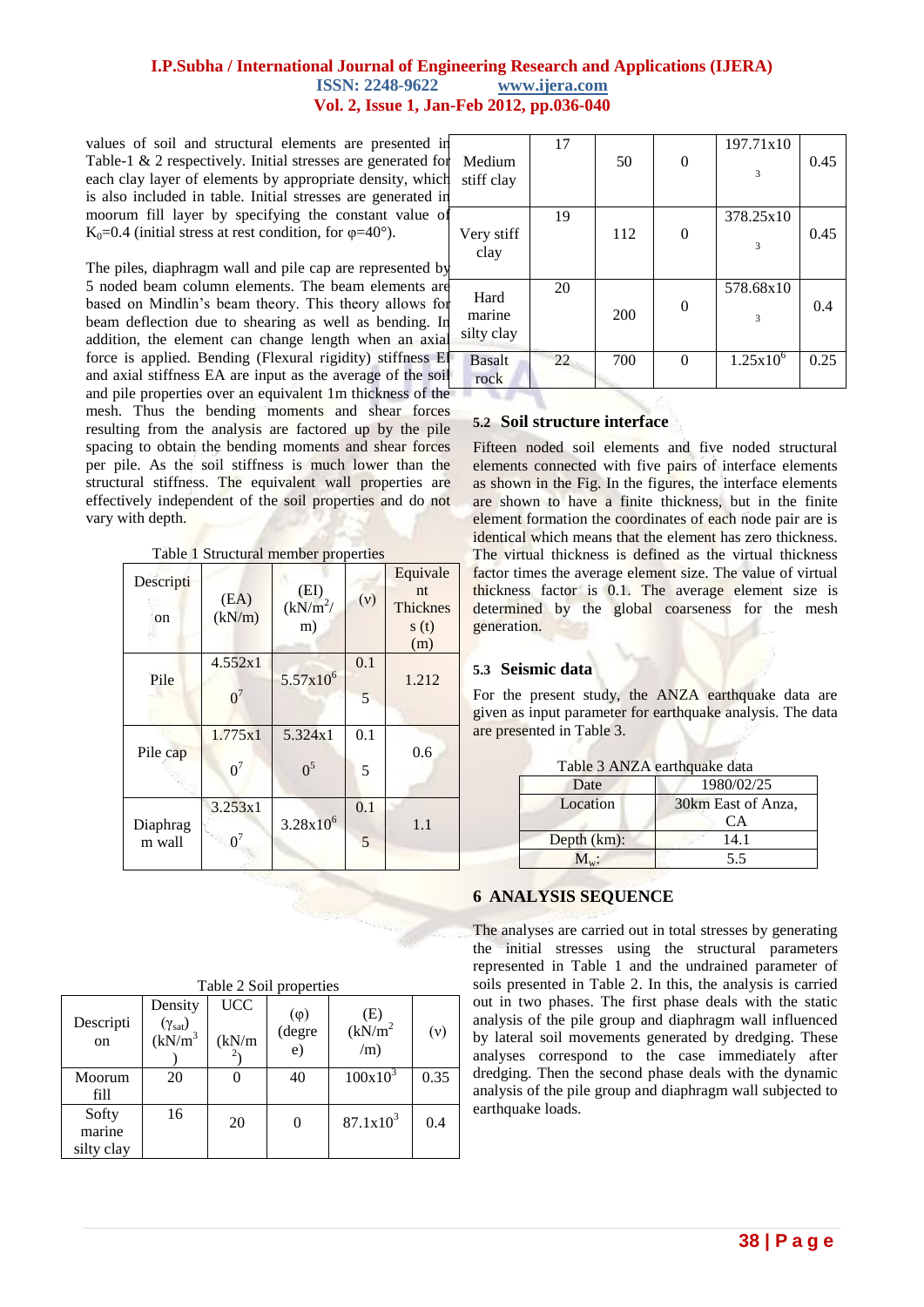values of soil and structural elements are presented in Table-1 & 2 respectively. Initial stresses are generated for each clay layer of elements by appropriate density, which is also included in table. Initial stresses are generated in moorum fill layer by specifying the constant value of $K_0$=0.4 (initial stress at rest condition, for φ=40°).

The piles, diaphragm wall and pile cap are represented by 5 noded beam column elements. The beam elements are based on Mindlin's beam theory. This theory allows for beam deflection due to shearing as well as bending. In addition, the element can change length when an axial force is applied. Bending (Flexural rigidity) stiffness EI and axial stiffness EA are input as the average of the soil and pile properties over an equivalent 1m thickness of the mesh. Thus the bending moments and shear forces resulting from the analysis are factored up by the pile spacing to obtain the bending moments and shear forces per pile. As the soil stiffness is much lower than the structural stiffness. The equivalent wall properties are effectively independent of the soil properties and do not vary with depth.

Table 1 Structural member properties

| Description | (EA) (kN/m) | (EI) ($kN/m^2$/m) | (ν) | Equivalent Thickness (t) (m) |
|---|---|---|---|---|
| Pile | $4.552\times10^7$ | $5.57\times10^6$ | 0.15 | 1.212 |
| Pile cap | $1.775\times10^7$ | $5.324\times10^5$ | 0.15 | 0.6 |
| Diaphragm wall | $3.253\times10^7$ | $3.28\times10^6$ | 0.15 | 1.1 |

Table 2 Soil properties

| Description | Density ($\gamma_{sat}$) ($kN/m^3$) | UCC ($kN/m^2$) | (φ) (degree) | (E) ($kN/m^2$/m) | (ν) |
|---|---|---|---|---|---|
| Moorum fill | 20 | 0 | 40 | $100\times10^3$ | 0.35 |
| Softy marine silty clay | 16 | 20 | 0 | $87.1\times10^3$ | 0.4 |
| Medium stiff clay | 17 | 50 | 0 | $197.71\times10^3$ | 0.45 |
| Very stiff clay | 19 | 112 | 0 | $378.25\times10^3$ | 0.45 |
| Hard marine silty clay | 20 | 200 | 0 | $578.68\times10^3$ | 0.4 |
| Basalt rock | 22 | 700 | 0 | $1.25\times10^6$ | 0.25 |

### 5.2 Soil structure interface

Fifteen noded soil elements and five noded structural elements connected with five pairs of interface elements as shown in the Fig. In the figures, the interface elements are shown to have a finite thickness, but in the finite element formation the coordinates of each node pair are is identical which means that the element has zero thickness. The virtual thickness is defined as the virtual thickness factor times the average element size. The value of virtual thickness factor is 0.1. The average element size is determined by the global coarseness for the mesh generation.

### 5.3 Seismic data

For the present study, the ANZA earthquake data are given as input parameter for earthquake analysis. The data are presented in Table 3.

Table 3 ANZA earthquake data

| Date | 1980/02/25 |
|---|---|
| Location | 30km East of Anza, CA |
| Depth (km): | 14.1 |
| $M_w$: | 5.5 |

## 6 ANALYSIS SEQUENCE

The analyses are carried out in total stresses by generating the initial stresses using the structural parameters represented in Table 1 and the undrained parameter of soils presented in Table 2. In this, the analysis is carried out in two phases. The first phase deals with the static analysis of the pile group and diaphragm wall influenced by lateral soil movements generated by dredging. These analyses correspond to the case immediately after dredging. Then the second phase deals with the dynamic analysis of the pile group and diaphragm wall subjected to earthquake loads.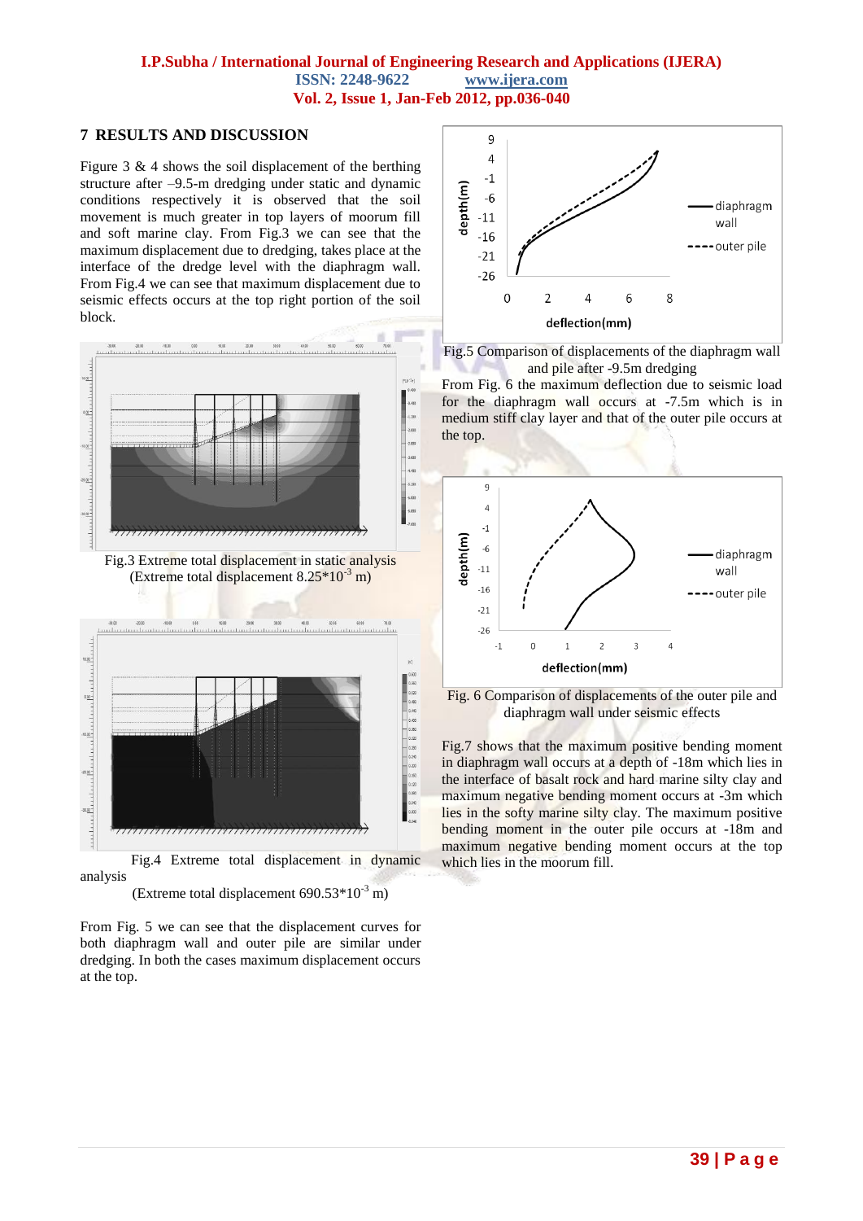## 7 RESULTS AND DISCUSSION

Figure 3 & 4 shows the soil displacement of the berthing structure after –9.5-m dredging under static and dynamic conditions respectively it is observed that the soil movement is much greater in top layers of moorum fill and soft marine clay. From Fig.3 we can see that the maximum displacement due to dredging, takes place at the interface of the dredge level with the diaphragm wall. From Fig.4 we can see that maximum displacement due to seismic effects occurs at the top right portion of the soil block.

Fig.3 Extreme total displacement in static analysis (Extreme total displacement $8.25*10^{-3}$ m)

Fig.4 Extreme total displacement in dynamic analysis

(Extreme total displacement $690.53*10^{-3}$ m)

From Fig. 5 we can see that the displacement curves for both diaphragm wall and outer pile are similar under dredging. In both the cases maximum displacement occurs at the top.

Fig.5 Comparison of displacements of the diaphragm wall and pile after -9.5m dredging

From Fig. 6 the maximum deflection due to seismic load for the diaphragm wall occurs at -7.5m which is in medium stiff clay layer and that of the outer pile occurs at the top.

Fig. 6 Comparison of displacements of the outer pile and diaphragm wall under seismic effects

Fig.7 shows that the maximum positive bending moment in diaphragm wall occurs at a depth of -18m which lies in the interface of basalt rock and hard marine silty clay and maximum negative bending moment occurs at -3m which lies in the softy marine silty clay. The maximum positive bending moment in the outer pile occurs at -18m and maximum negative bending moment occurs at the top which lies in the moorum fill.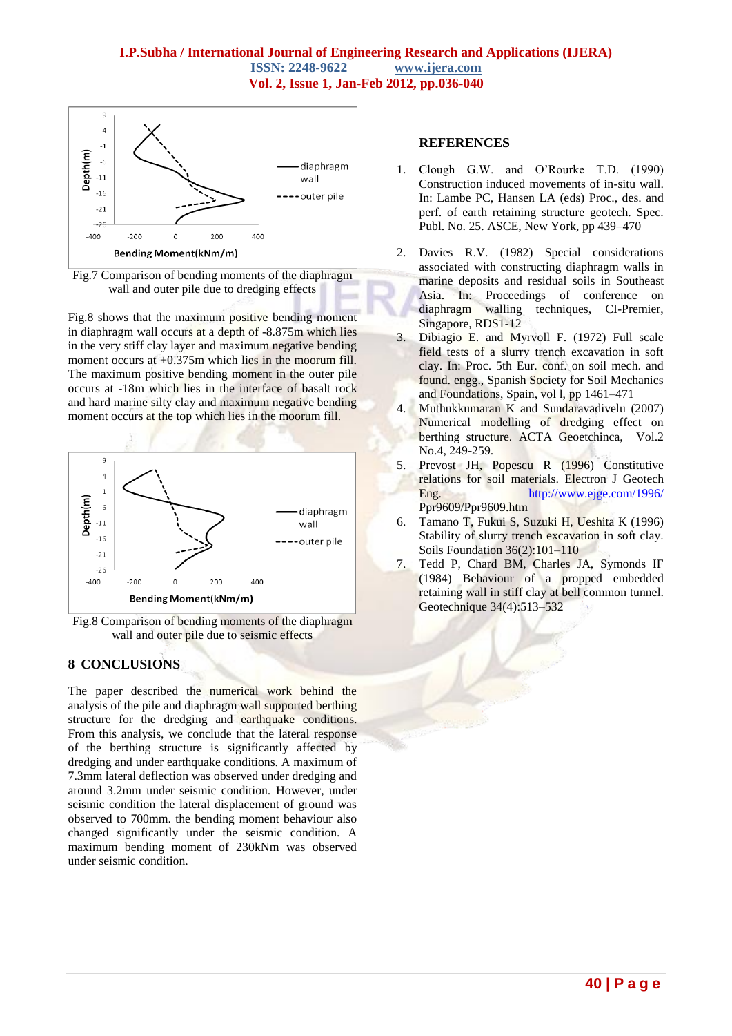9
4
-1
-6
-11
-16
-21
-26
Depth(m)
-400 -200 0 200 400
Bending Moment(kNm/m)
diaphragm wall
outer pile

Fig.7 Comparison of bending moments of the diaphragm wall and outer pile due to dredging effects

Fig.8 shows that the maximum positive bending moment in diaphragm wall occurs at a depth of -8.875m which lies in the very stiff clay layer and maximum negative bending moment occurs at +0.375m which lies in the moorum fill. The maximum positive bending moment in the outer pile occurs at -18m which lies in the interface of basalt rock and hard marine silty clay and maximum negative bending moment occurs at the top which lies in the moorum fill.

9
4
-1
-6
-11
-16
-21
-26
Depth(m)
-400 -200 0 200 400
Bending Moment(kNm/m)
diaphragm wall
outer pile

Fig.8 Comparison of bending moments of the diaphragm wall and outer pile due to seismic effects

## 8 CONCLUSIONS

The paper described the numerical work behind the analysis of the pile and diaphragm wall supported berthing structure for the dredging and earthquake conditions. From this analysis, we conclude that the lateral response of the berthing structure is significantly affected by dredging and under earthquake conditions. A maximum of 7.3mm lateral deflection was observed under dredging and around 3.2mm under seismic condition. However, under seismic condition the lateral displacement of ground was observed to 700mm. the bending moment behaviour also changed significantly under the seismic condition. A maximum bending moment of 230kNm was observed under seismic condition.

## REFERENCES

1. Clough G.W. and O'Rourke T.D. (1990) Construction induced movements of in-situ wall. In: Lambe PC, Hansen LA (eds) Proc., des. and perf. of earth retaining structure geotech. Spec. Publ. No. 25. ASCE, New York, pp 439–470
2. Davies R.V. (1982) Special considerations associated with constructing diaphragm walls in marine deposits and residual soils in Southeast Asia. In: Proceedings of conference on diaphragm walling techniques, CI-Premier, Singapore, RDS1-12
3. Dibiagio E. and Myrvoll F. (1972) Full scale field tests of a slurry trench excavation in soft clay. In: Proc. 5th Eur. conf. on soil mech. and found. engg., Spanish Society for Soil Mechanics and Foundations, Spain, vol l, pp 1461–471
4. Muthukkumaran K and Sundaravadivelu (2007) Numerical modelling of dredging effect on berthing structure. ACTA Geoetchinca, Vol.2 No.4, 249-259.
5. Prevost JH, Popescu R (1996) Constitutive relations for soil materials. Electron J Geotech Eng. http://www.ejge.com/1996/ Ppr9609/Ppr9609.htm
6. Tamano T, Fukui S, Suzuki H, Ueshita K (1996) Stability of slurry trench excavation in soft clay. Soils Foundation 36(2):101–110
7. Tedd P, Chard BM, Charles JA, Symonds IF (1984) Behaviour of a propped embedded retaining wall in stiff clay at bell common tunnel. Geotechnique 34(4):513–532